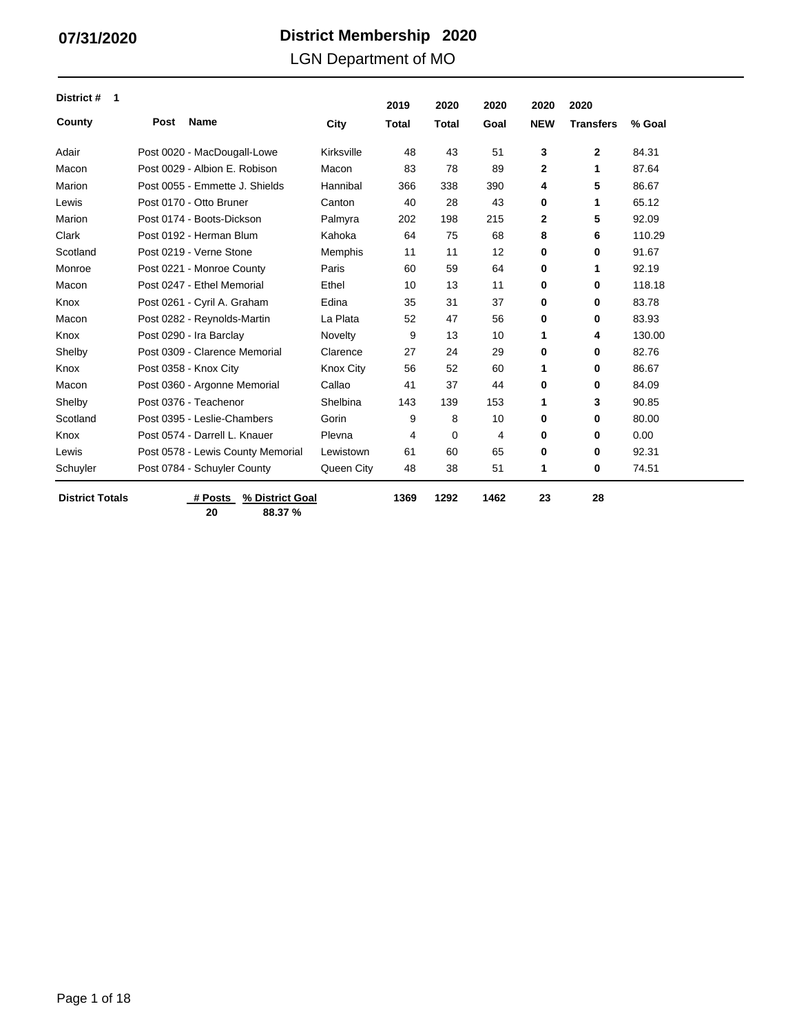07/31/2020

# District Membership 2020

## LGN Department of MO

**District # 1**

| County | Post Name | City | 2019 Total | 2020 Total | 2020 Goal | 2020 NEW | 2020 Transfers | % Goal |
|---|---|---|---|---|---|---|---|---|
| Adair | Post 0020 - MacDougall-Lowe | Kirksville | 48 | 43 | 51 | **3** | **2** | 84.31 |
| Macon | Post 0029 - Albion E. Robison | Macon | 83 | 78 | 89 | **2** | **1** | 87.64 |
| Marion | Post 0055 - Emmette J. Shields | Hannibal | 366 | 338 | 390 | **4** | **5** | 86.67 |
| Lewis | Post 0170 - Otto Bruner | Canton | 40 | 28 | 43 | **0** | **1** | 65.12 |
| Marion | Post 0174 - Boots-Dickson | Palmyra | 202 | 198 | 215 | **2** | **5** | 92.09 |
| Clark | Post 0192 - Herman Blum | Kahoka | 64 | 75 | 68 | **8** | **6** | 110.29 |
| Scotland | Post 0219 - Verne Stone | Memphis | 11 | 11 | 12 | **0** | **0** | 91.67 |
| Monroe | Post 0221 - Monroe County | Paris | 60 | 59 | 64 | **0** | **1** | 92.19 |
| Macon | Post 0247 - Ethel Memorial | Ethel | 10 | 13 | 11 | **0** | **0** | 118.18 |
| Knox | Post 0261 - Cyril A. Graham | Edina | 35 | 31 | 37 | **0** | **0** | 83.78 |
| Macon | Post 0282 - Reynolds-Martin | La Plata | 52 | 47 | 56 | **0** | **0** | 83.93 |
| Knox | Post 0290 - Ira Barclay | Novelty | 9 | 13 | 10 | **1** | **4** | 130.00 |
| Shelby | Post 0309 - Clarence Memorial | Clarence | 27 | 24 | 29 | **0** | **0** | 82.76 |
| Knox | Post 0358 - Knox City | Knox City | 56 | 52 | 60 | **1** | **0** | 86.67 |
| Macon | Post 0360 - Argonne Memorial | Callao | 41 | 37 | 44 | **0** | **0** | 84.09 |
| Shelby | Post 0376 - Teachenor | Shelbina | 143 | 139 | 153 | **1** | **3** | 90.85 |
| Scotland | Post 0395 - Leslie-Chambers | Gorin | 9 | 8 | 10 | **0** | **0** | 80.00 |
| Knox | Post 0574 - Darrell L. Knauer | Plevna | 4 | 0 | 4 | **0** | **0** | 0.00 |
| Lewis | Post 0578 - Lewis County Memorial | Lewistown | 61 | 60 | 65 | **0** | **0** | 92.31 |
| Schuyler | Post 0784 - Schuyler County | Queen City | 48 | 38 | 51 | **1** | **0** | 74.51 |
| **District Totals** | **# Posts:** 20 — **% District Goal:** 88.37 % | | **1369** | **1292** | **1462** | **23** | **28** | |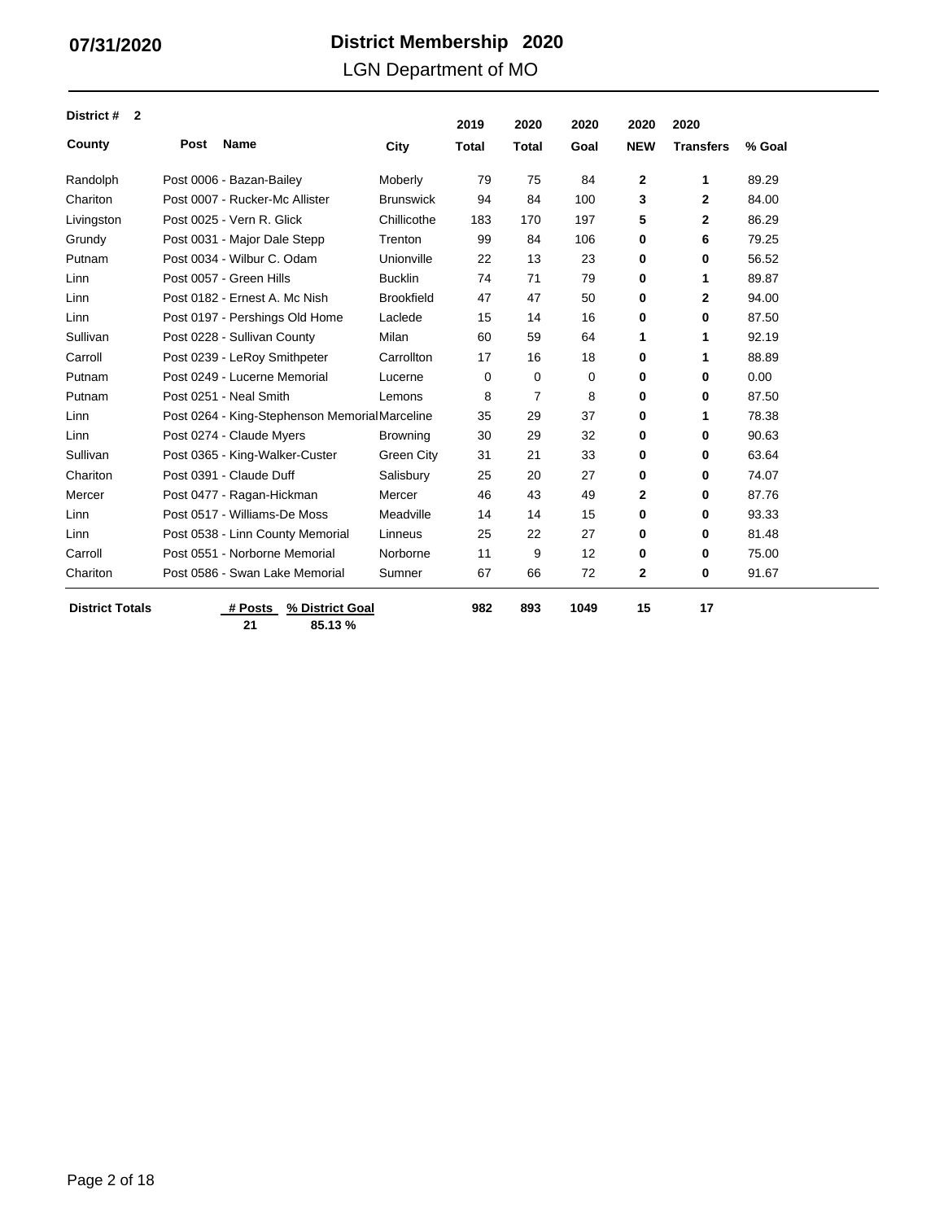**07/31/2020**

# District Membership 2020

## LGN Department of MO

**District # 2**

| County | Post Name | City | 2019 Total | 2020 Total | 2020 Goal | 2020 NEW | 2020 Transfers | % Goal |
|---|---|---|---|---|---|---|---|---|
| Randolph | Post 0006 - Bazan-Bailey | Moberly | 79 | 75 | 84 | **2** | **1** | 89.29 |
| Chariton | Post 0007 - Rucker-Mc Allister | Brunswick | 94 | 84 | 100 | **3** | **2** | 84.00 |
| Livingston | Post 0025 - Vern R. Glick | Chillicothe | 183 | 170 | 197 | **5** | **2** | 86.29 |
| Grundy | Post 0031 - Major Dale Stepp | Trenton | 99 | 84 | 106 | **0** | **6** | 79.25 |
| Putnam | Post 0034 - Wilbur C. Odam | Unionville | 22 | 13 | 23 | **0** | **0** | 56.52 |
| Linn | Post 0057 - Green Hills | Bucklin | 74 | 71 | 79 | **0** | **1** | 89.87 |
| Linn | Post 0182 - Ernest A. Mc Nish | Brookfield | 47 | 47 | 50 | **0** | **2** | 94.00 |
| Linn | Post 0197 - Pershings Old Home | Laclede | 15 | 14 | 16 | **0** | **0** | 87.50 |
| Sullivan | Post 0228 - Sullivan County | Milan | 60 | 59 | 64 | **1** | **1** | 92.19 |
| Carroll | Post 0239 - LeRoy Smithpeter | Carrollton | 17 | 16 | 18 | **0** | **1** | 88.89 |
| Putnam | Post 0249 - Lucerne Memorial | Lucerne | 0 | 0 | 0 | **0** | **0** | 0.00 |
| Putnam | Post 0251 - Neal Smith | Lemons | 8 | 7 | 8 | **0** | **0** | 87.50 |
| Linn | Post 0264 - King-Stephenson Memorial | Marceline | 35 | 29 | 37 | **0** | **1** | 78.38 |
| Linn | Post 0274 - Claude Myers | Browning | 30 | 29 | 32 | **0** | **0** | 90.63 |
| Sullivan | Post 0365 - King-Walker-Custer | Green City | 31 | 21 | 33 | **0** | **0** | 63.64 |
| Chariton | Post 0391 - Claude Duff | Salisbury | 25 | 20 | 27 | **0** | **0** | 74.07 |
| Mercer | Post 0477 - Ragan-Hickman | Mercer | 46 | 43 | 49 | **2** | **0** | 87.76 |
| Linn | Post 0517 - Williams-De Moss | Meadville | 14 | 14 | 15 | **0** | **0** | 93.33 |
| Linn | Post 0538 - Linn County Memorial | Linneus | 25 | 22 | 27 | **0** | **0** | 81.48 |
| Carroll | Post 0551 - Norborne Memorial | Norborne | 11 | 9 | 12 | **0** | **0** | 75.00 |
| Chariton | Post 0586 - Swan Lake Memorial | Sumner | 67 | 66 | 72 | **2** | **0** | 91.67 |
| **District Totals** | **# Posts: 21** | **% District Goal: 85.13 %** | **982** | **893** | **1049** | **15** | **17** | |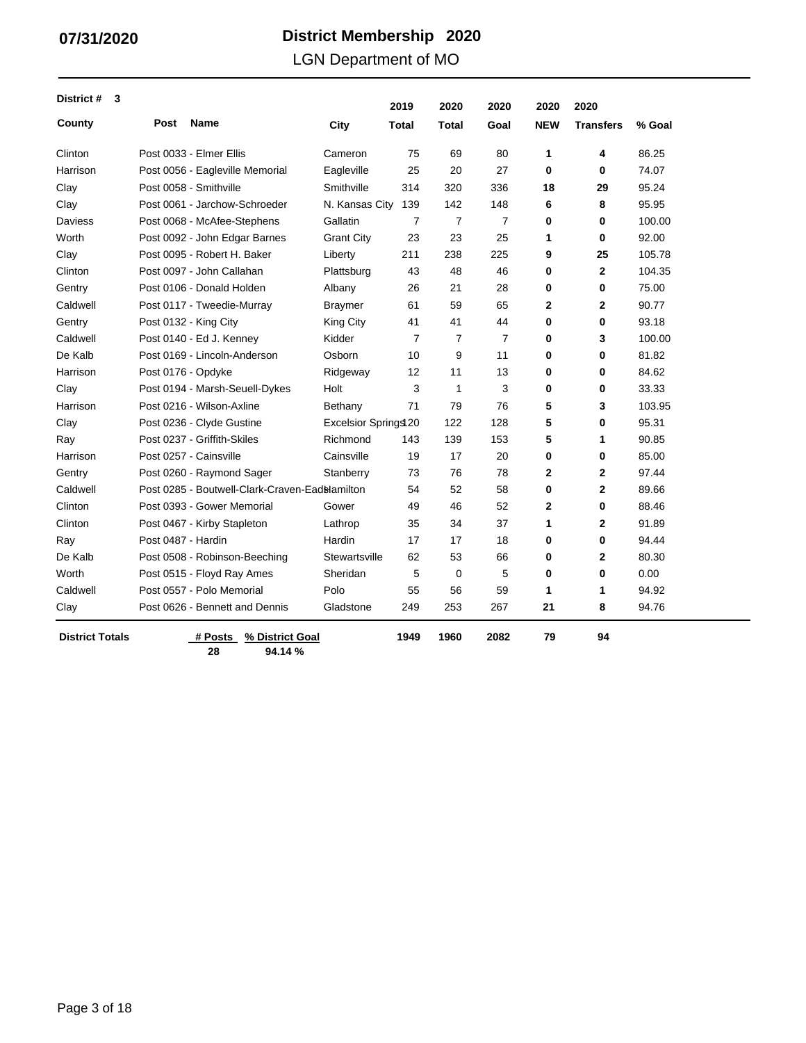**07/31/2020**

# District Membership 2020

## LGN Department of MO

**District # 3**

| County | Post Name | City | 2019 Total | 2020 Total | 2020 Goal | 2020 NEW | 2020 Transfers | % Goal |
|---|---|---|---|---|---|---|---|---|
| Clinton | Post 0033 - Elmer Ellis | Cameron | 75 | 69 | 80 | **1** | **4** | 86.25 |
| Harrison | Post 0056 - Eagleville Memorial | Eagleville | 25 | 20 | 27 | **0** | **0** | 74.07 |
| Clay | Post 0058 - Smithville | Smithville | 314 | 320 | 336 | **18** | **29** | 95.24 |
| Clay | Post 0061 - Jarchow-Schroeder | N. Kansas City | 139 | 142 | 148 | **6** | **8** | 95.95 |
| Daviess | Post 0068 - McAfee-Stephens | Gallatin | 7 | 7 | 7 | **0** | **0** | 100.00 |
| Worth | Post 0092 - John Edgar Barnes | Grant City | 23 | 23 | 25 | **1** | **0** | 92.00 |
| Clay | Post 0095 - Robert H. Baker | Liberty | 211 | 238 | 225 | **9** | **25** | 105.78 |
| Clinton | Post 0097 - John Callahan | Plattsburg | 43 | 48 | 46 | **0** | **2** | 104.35 |
| Gentry | Post 0106 - Donald Holden | Albany | 26 | 21 | 28 | **0** | **0** | 75.00 |
| Caldwell | Post 0117 - Tweedie-Murray | Braymer | 61 | 59 | 65 | **2** | **2** | 90.77 |
| Gentry | Post 0132 - King City | King City | 41 | 41 | 44 | **0** | **0** | 93.18 |
| Caldwell | Post 0140 - Ed J. Kenney | Kidder | 7 | 7 | 7 | **0** | **3** | 100.00 |
| De Kalb | Post 0169 - Lincoln-Anderson | Osborn | 10 | 9 | 11 | **0** | **0** | 81.82 |
| Harrison | Post 0176 - Opdyke | Ridgeway | 12 | 11 | 13 | **0** | **0** | 84.62 |
| Clay | Post 0194 - Marsh-Seuell-Dykes | Holt | 3 | 1 | 3 | **0** | **0** | 33.33 |
| Harrison | Post 0216 - Wilson-Axline | Bethany | 71 | 79 | 76 | **5** | **3** | 103.95 |
| Clay | Post 0236 - Clyde Gustine | Excelsior Springs | 120 | 122 | 128 | **5** | **0** | 95.31 |
| Ray | Post 0237 - Griffith-Skiles | Richmond | 143 | 139 | 153 | **5** | **1** | 90.85 |
| Harrison | Post 0257 - Cainsville | Cainsville | 19 | 17 | 20 | **0** | **0** | 85.00 |
| Gentry | Post 0260 - Raymond Sager | Stanberry | 73 | 76 | 78 | **2** | **2** | 97.44 |
| Caldwell | Post 0285 - Boutwell-Clark-Craven-Eads | Hamilton | 54 | 52 | 58 | **0** | **2** | 89.66 |
| Clinton | Post 0393 - Gower Memorial | Gower | 49 | 46 | 52 | **2** | **0** | 88.46 |
| Clinton | Post 0467 - Kirby Stapleton | Lathrop | 35 | 34 | 37 | **1** | **2** | 91.89 |
| Ray | Post 0487 - Hardin | Hardin | 17 | 17 | 18 | **0** | **0** | 94.44 |
| De Kalb | Post 0508 - Robinson-Beeching | Stewartsville | 62 | 53 | 66 | **0** | **2** | 80.30 |
| Worth | Post 0515 - Floyd Ray Ames | Sheridan | 5 | 0 | 5 | **0** | **0** | 0.00 |
| Caldwell | Post 0557 - Polo Memorial | Polo | 55 | 56 | 59 | **1** | **1** | 94.92 |
| Clay | Post 0626 - Bennett and Dennis | Gladstone | 249 | 253 | 267 | **21** | **8** | 94.76 |
| **District Totals** | **# Posts:** 28 — **% District Goal:** 94.14 % | | **1949** | **1960** | **2082** | **79** | **94** | |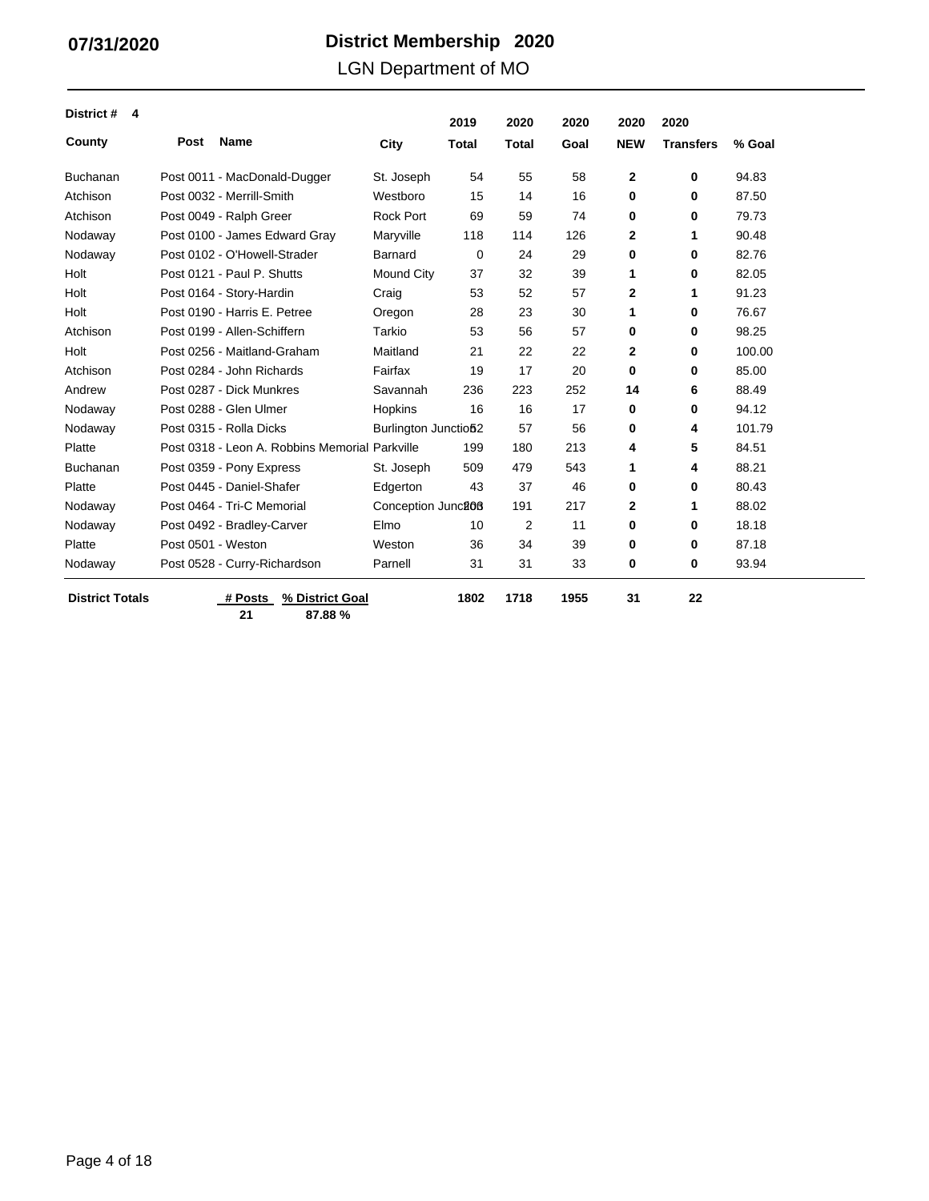07/31/2020

# District Membership 2020

## LGN Department of MO

**District # 4**

| County | Post Name | City | 2019 Total | 2020 Total | 2020 Goal | 2020 NEW | 2020 Transfers | % Goal |
|---|---|---|---|---|---|---|---|---|
| Buchanan | Post 0011 - MacDonald-Dugger | St. Joseph | 54 | 55 | 58 | **2** | **0** | 94.83 |
| Atchison | Post 0032 - Merrill-Smith | Westboro | 15 | 14 | 16 | **0** | **0** | 87.50 |
| Atchison | Post 0049 - Ralph Greer | Rock Port | 69 | 59 | 74 | **0** | **0** | 79.73 |
| Nodaway | Post 0100 - James Edward Gray | Maryville | 118 | 114 | 126 | **2** | **1** | 90.48 |
| Nodaway | Post 0102 - O'Howell-Strader | Barnard | 0 | 24 | 29 | **0** | **0** | 82.76 |
| Holt | Post 0121 - Paul P. Shutts | Mound City | 37 | 32 | 39 | **1** | **0** | 82.05 |
| Holt | Post 0164 - Story-Hardin | Craig | 53 | 52 | 57 | **2** | **1** | 91.23 |
| Holt | Post 0190 - Harris E. Petree | Oregon | 28 | 23 | 30 | **1** | **0** | 76.67 |
| Atchison | Post 0199 - Allen-Schiffern | Tarkio | 53 | 56 | 57 | **0** | **0** | 98.25 |
| Holt | Post 0256 - Maitland-Graham | Maitland | 21 | 22 | 22 | **2** | **0** | 100.00 |
| Atchison | Post 0284 - John Richards | Fairfax | 19 | 17 | 20 | **0** | **0** | 85.00 |
| Andrew | Post 0287 - Dick Munkres | Savannah | 236 | 223 | 252 | **14** | **6** | 88.49 |
| Nodaway | Post 0288 - Glen Ulmer | Hopkins | 16 | 16 | 17 | **0** | **0** | 94.12 |
| Nodaway | Post 0315 - Rolla Dicks | Burlington Junction | 52 | 57 | 56 | **0** | **4** | 101.79 |
| Platte | Post 0318 - Leon A. Robbins Memorial | Parkville | 199 | 180 | 213 | **4** | **5** | 84.51 |
| Buchanan | Post 0359 - Pony Express | St. Joseph | 509 | 479 | 543 | **1** | **4** | 88.21 |
| Platte | Post 0445 - Daniel-Shafer | Edgerton | 43 | 37 | 46 | **0** | **0** | 80.43 |
| Nodaway | Post 0464 - Tri-C Memorial | Conception Junction | 203 | 191 | 217 | **2** | **1** | 88.02 |
| Nodaway | Post 0492 - Bradley-Carver | Elmo | 10 | 2 | 11 | **0** | **0** | 18.18 |
| Platte | Post 0501 - Weston | Weston | 36 | 34 | 39 | **0** | **0** | 87.18 |
| Nodaway | Post 0528 - Curry-Richardson | Parnell | 31 | 31 | 33 | **0** | **0** | 93.94 |
| **District Totals** | **# Posts: 21** | **% District Goal: 87.88 %** | **1802** | **1718** | **1955** | **31** | **22** | |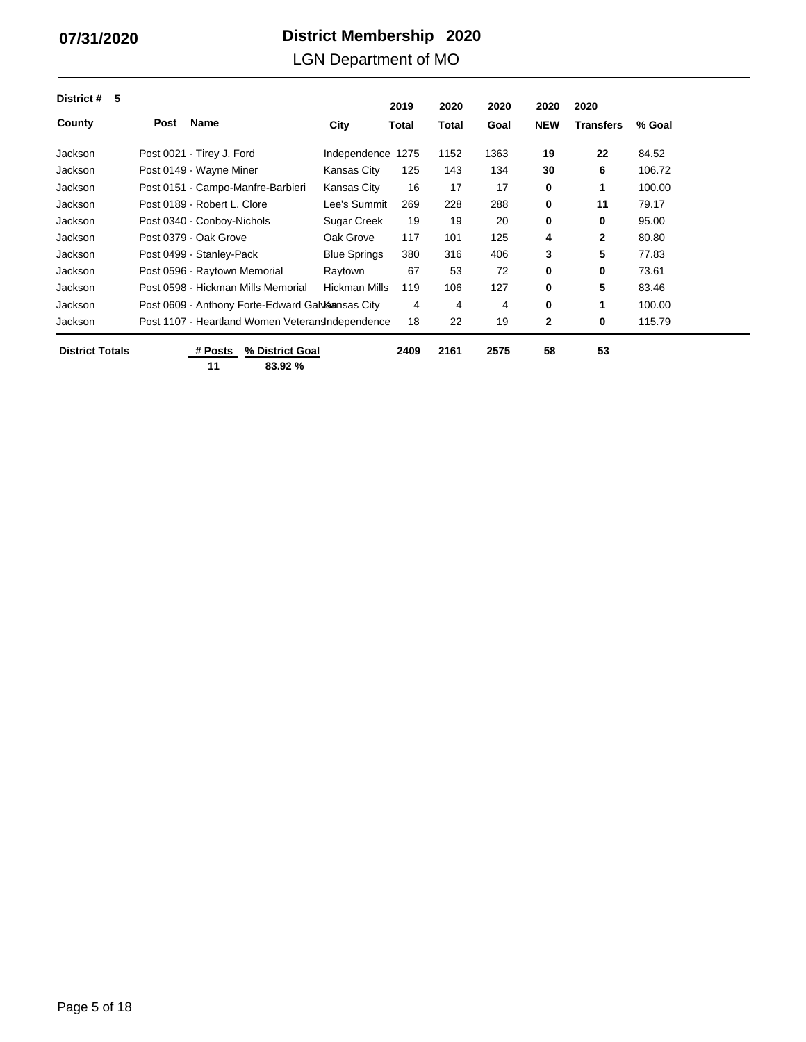07/31/2020

# District Membership 2020

## LGN Department of MO

**District # 5**

| County | Post Name | City | 2019 Total | 2020 Total | 2020 Goal | 2020 NEW | 2020 Transfers | % Goal |
|---|---|---|---|---|---|---|---|---|
| Jackson | Post 0021 - Tirey J. Ford | Independence | 1275 | 1152 | 1363 | **19** | **22** | 84.52 |
| Jackson | Post 0149 - Wayne Miner | Kansas City | 125 | 143 | 134 | **30** | **6** | 106.72 |
| Jackson | Post 0151 - Campo-Manfre-Barbieri | Kansas City | 16 | 17 | 17 | **0** | **1** | 100.00 |
| Jackson | Post 0189 - Robert L. Clore | Lee's Summit | 269 | 228 | 288 | **0** | **11** | 79.17 |
| Jackson | Post 0340 - Conboy-Nichols | Sugar Creek | 19 | 19 | 20 | **0** | **0** | 95.00 |
| Jackson | Post 0379 - Oak Grove | Oak Grove | 117 | 101 | 125 | **4** | **2** | 80.80 |
| Jackson | Post 0499 - Stanley-Pack | Blue Springs | 380 | 316 | 406 | **3** | **5** | 77.83 |
| Jackson | Post 0596 - Raytown Memorial | Raytown | 67 | 53 | 72 | **0** | **0** | 73.61 |
| Jackson | Post 0598 - Hickman Mills Memorial | Hickman Mills | 119 | 106 | 127 | **0** | **5** | 83.46 |
| Jackson | Post 0609 - Anthony Forte-Edward Galvan | Kansas City | 4 | 4 | 4 | **0** | **1** | 100.00 |
| Jackson | Post 1107 - Heartland Women Veterans | Independence | 18 | 22 | 19 | **2** | **0** | 115.79 |
| **District Totals** | **# Posts: 11** | **% District Goal: 83.92 %** | **2409** | **2161** | **2575** | **58** | **53** | |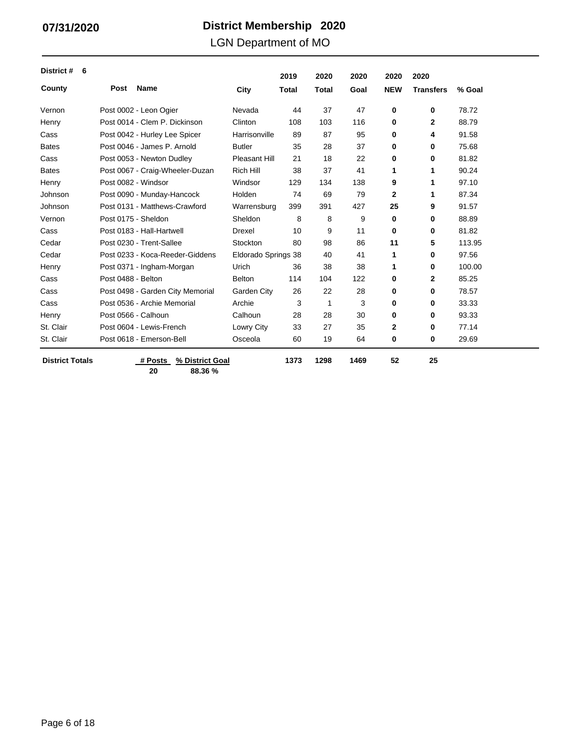07/31/2020

# District Membership 2020

LGN Department of MO

**District # 6**

| County | Post Name | City | 2019 Total | 2020 Total | 2020 Goal | 2020 NEW | 2020 Transfers | % Goal |
|---|---|---|---|---|---|---|---|---|
| Vernon | Post 0002 - Leon Ogier | Nevada | 44 | 37 | 47 | **0** | **0** | 78.72 |
| Henry | Post 0014 - Clem P. Dickinson | Clinton | 108 | 103 | 116 | **0** | **2** | 88.79 |
| Cass | Post 0042 - Hurley Lee Spicer | Harrisonville | 89 | 87 | 95 | **0** | **4** | 91.58 |
| Bates | Post 0046 - James P. Arnold | Butler | 35 | 28 | 37 | **0** | **0** | 75.68 |
| Cass | Post 0053 - Newton Dudley | Pleasant Hill | 21 | 18 | 22 | **0** | **0** | 81.82 |
| Bates | Post 0067 - Craig-Wheeler-Duzan | Rich Hill | 38 | 37 | 41 | **1** | **1** | 90.24 |
| Henry | Post 0082 - Windsor | Windsor | 129 | 134 | 138 | **9** | **1** | 97.10 |
| Johnson | Post 0090 - Munday-Hancock | Holden | 74 | 69 | 79 | **2** | **1** | 87.34 |
| Johnson | Post 0131 - Matthews-Crawford | Warrensburg | 399 | 391 | 427 | **25** | **9** | 91.57 |
| Vernon | Post 0175 - Sheldon | Sheldon | 8 | 8 | 9 | **0** | **0** | 88.89 |
| Cass | Post 0183 - Hall-Hartwell | Drexel | 10 | 9 | 11 | **0** | **0** | 81.82 |
| Cedar | Post 0230 - Trent-Sallee | Stockton | 80 | 98 | 86 | **11** | **5** | 113.95 |
| Cedar | Post 0233 - Koca-Reeder-Giddens | Eldorado Springs | 38 | 40 | 41 | **1** | **0** | 97.56 |
| Henry | Post 0371 - Ingham-Morgan | Urich | 36 | 38 | 38 | **1** | **0** | 100.00 |
| Cass | Post 0488 - Belton | Belton | 114 | 104 | 122 | **0** | **2** | 85.25 |
| Cass | Post 0498 - Garden City Memorial | Garden City | 26 | 22 | 28 | **0** | **0** | 78.57 |
| Cass | Post 0536 - Archie Memorial | Archie | 3 | 1 | 3 | **0** | **0** | 33.33 |
| Henry | Post 0566 - Calhoun | Calhoun | 28 | 28 | 30 | **0** | **0** | 93.33 |
| St. Clair | Post 0604 - Lewis-French | Lowry City | 33 | 27 | 35 | **2** | **0** | 77.14 |
| St. Clair | Post 0618 - Emerson-Bell | Osceola | 60 | 19 | 64 | **0** | **0** | 29.69 |
| **District Totals** | **# Posts: 20** | **% District Goal: 88.36 %** | **1373** | **1298** | **1469** | **52** | **25** | |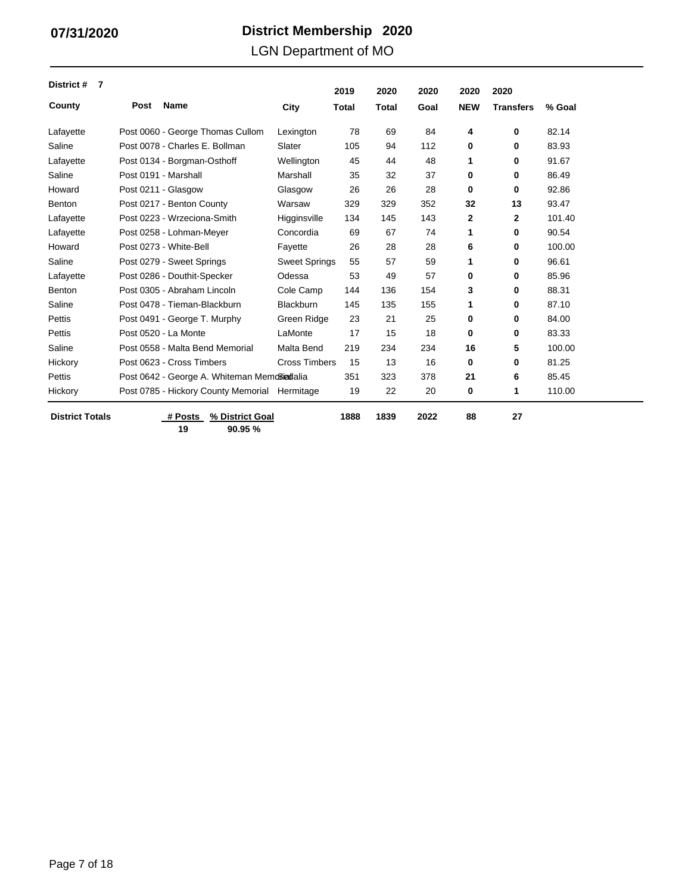07/31/2020

# District Membership 2020

## LGN Department of MO

**District # 7**

| County | Post Name | City | 2019 Total | 2020 Total | 2020 Goal | 2020 NEW | 2020 Transfers | % Goal |
|---|---|---|---|---|---|---|---|---|
| Lafayette | Post 0060 - George Thomas Cullom | Lexington | 78 | 69 | 84 | **4** | **0** | 82.14 |
| Saline | Post 0078 - Charles E. Bollman | Slater | 105 | 94 | 112 | **0** | **0** | 83.93 |
| Lafayette | Post 0134 - Borgman-Osthoff | Wellington | 45 | 44 | 48 | **1** | **0** | 91.67 |
| Saline | Post 0191 - Marshall | Marshall | 35 | 32 | 37 | **0** | **0** | 86.49 |
| Howard | Post 0211 - Glasgow | Glasgow | 26 | 26 | 28 | **0** | **0** | 92.86 |
| Benton | Post 0217 - Benton County | Warsaw | 329 | 329 | 352 | **32** | **13** | 93.47 |
| Lafayette | Post 0223 - Wrzeciona-Smith | Higginsville | 134 | 145 | 143 | **2** | **2** | 101.40 |
| Lafayette | Post 0258 - Lohman-Meyer | Concordia | 69 | 67 | 74 | **1** | **0** | 90.54 |
| Howard | Post 0273 - White-Bell | Fayette | 26 | 28 | 28 | **6** | **0** | 100.00 |
| Saline | Post 0279 - Sweet Springs | Sweet Springs | 55 | 57 | 59 | **1** | **0** | 96.61 |
| Lafayette | Post 0286 - Douthit-Specker | Odessa | 53 | 49 | 57 | **0** | **0** | 85.96 |
| Benton | Post 0305 - Abraham Lincoln | Cole Camp | 144 | 136 | 154 | **3** | **0** | 88.31 |
| Saline | Post 0478 - Tieman-Blackburn | Blackburn | 145 | 135 | 155 | **1** | **0** | 87.10 |
| Pettis | Post 0491 - George T. Murphy | Green Ridge | 23 | 21 | 25 | **0** | **0** | 84.00 |
| Pettis | Post 0520 - La Monte | LaMonte | 17 | 15 | 18 | **0** | **0** | 83.33 |
| Saline | Post 0558 - Malta Bend Memorial | Malta Bend | 219 | 234 | 234 | **16** | **5** | 100.00 |
| Hickory | Post 0623 - Cross Timbers | Cross Timbers | 15 | 13 | 16 | **0** | **0** | 81.25 |
| Pettis | Post 0642 - George A. Whiteman Memorial | Sedalia | 351 | 323 | 378 | **21** | **6** | 85.45 |
| Hickory | Post 0785 - Hickory County Memorial | Hermitage | 19 | 22 | 20 | **0** | **1** | 110.00 |
| **District Totals** | **# Posts: 19** | **% District Goal: 90.95 %** | **1888** | **1839** | **2022** | **88** | **27** | |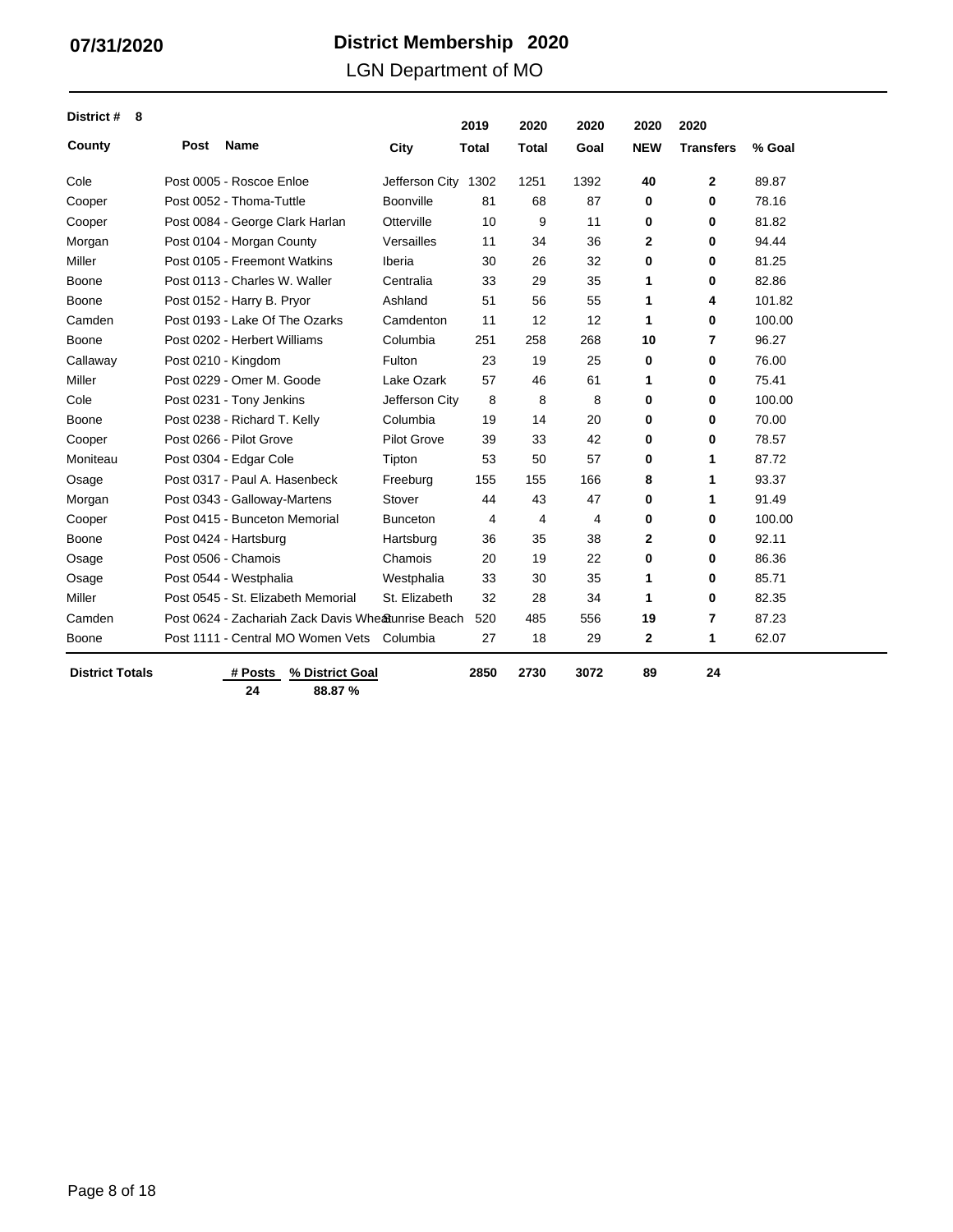**07/31/2020**

# District Membership 2020

## LGN Department of MO

**District # 8**

| County | Post Name | City | 2019 Total | 2020 Total | 2020 Goal | 2020 NEW | 2020 Transfers | % Goal |
|---|---|---|---|---|---|---|---|---|
| Cole | Post 0005 - Roscoe Enloe | Jefferson City | 1302 | 1251 | 1392 | **40** | **2** | 89.87 |
| Cooper | Post 0052 - Thoma-Tuttle | Boonville | 81 | 68 | 87 | **0** | **0** | 78.16 |
| Cooper | Post 0084 - George Clark Harlan | Otterville | 10 | 9 | 11 | **0** | **0** | 81.82 |
| Morgan | Post 0104 - Morgan County | Versailles | 11 | 34 | 36 | **2** | **0** | 94.44 |
| Miller | Post 0105 - Freemont Watkins | Iberia | 30 | 26 | 32 | **0** | **0** | 81.25 |
| Boone | Post 0113 - Charles W. Waller | Centralia | 33 | 29 | 35 | **1** | **0** | 82.86 |
| Boone | Post 0152 - Harry B. Pryor | Ashland | 51 | 56 | 55 | **1** | **4** | 101.82 |
| Camden | Post 0193 - Lake Of The Ozarks | Camdenton | 11 | 12 | 12 | **1** | **0** | 100.00 |
| Boone | Post 0202 - Herbert Williams | Columbia | 251 | 258 | 268 | **10** | **7** | 96.27 |
| Callaway | Post 0210 - Kingdom | Fulton | 23 | 19 | 25 | **0** | **0** | 76.00 |
| Miller | Post 0229 - Omer M. Goode | Lake Ozark | 57 | 46 | 61 | **1** | **0** | 75.41 |
| Cole | Post 0231 - Tony Jenkins | Jefferson City | 8 | 8 | 8 | **0** | **0** | 100.00 |
| Boone | Post 0238 - Richard T. Kelly | Columbia | 19 | 14 | 20 | **0** | **0** | 70.00 |
| Cooper | Post 0266 - Pilot Grove | Pilot Grove | 39 | 33 | 42 | **0** | **0** | 78.57 |
| Moniteau | Post 0304 - Edgar Cole | Tipton | 53 | 50 | 57 | **0** | **1** | 87.72 |
| Osage | Post 0317 - Paul A. Hasenbeck | Freeburg | 155 | 155 | 166 | **8** | **1** | 93.37 |
| Morgan | Post 0343 - Galloway-Martens | Stover | 44 | 43 | 47 | **0** | **1** | 91.49 |
| Cooper | Post 0415 - Bunceton Memorial | Bunceton | 4 | 4 | 4 | **0** | **0** | 100.00 |
| Boone | Post 0424 - Hartsburg | Hartsburg | 36 | 35 | 38 | **2** | **0** | 92.11 |
| Osage | Post 0506 - Chamois | Chamois | 20 | 19 | 22 | **0** | **0** | 86.36 |
| Osage | Post 0544 - Westphalia | Westphalia | 33 | 30 | 35 | **1** | **0** | 85.71 |
| Miller | Post 0545 - St. Elizabeth Memorial | St. Elizabeth | 32 | 28 | 34 | **1** | **0** | 82.35 |
| Camden | Post 0624 - Zachariah Zack Davis Wheat | Sunrise Beach | 520 | 485 | 556 | **19** | **7** | 87.23 |
| Boone | Post 1111 - Central MO Women Vets | Columbia | 27 | 18 | 29 | **2** | **1** | 62.07 |
| **District Totals** | **# Posts:** 24 / **% District Goal:** 88.87 % | | **2850** | **2730** | **3072** | **89** | **24** | |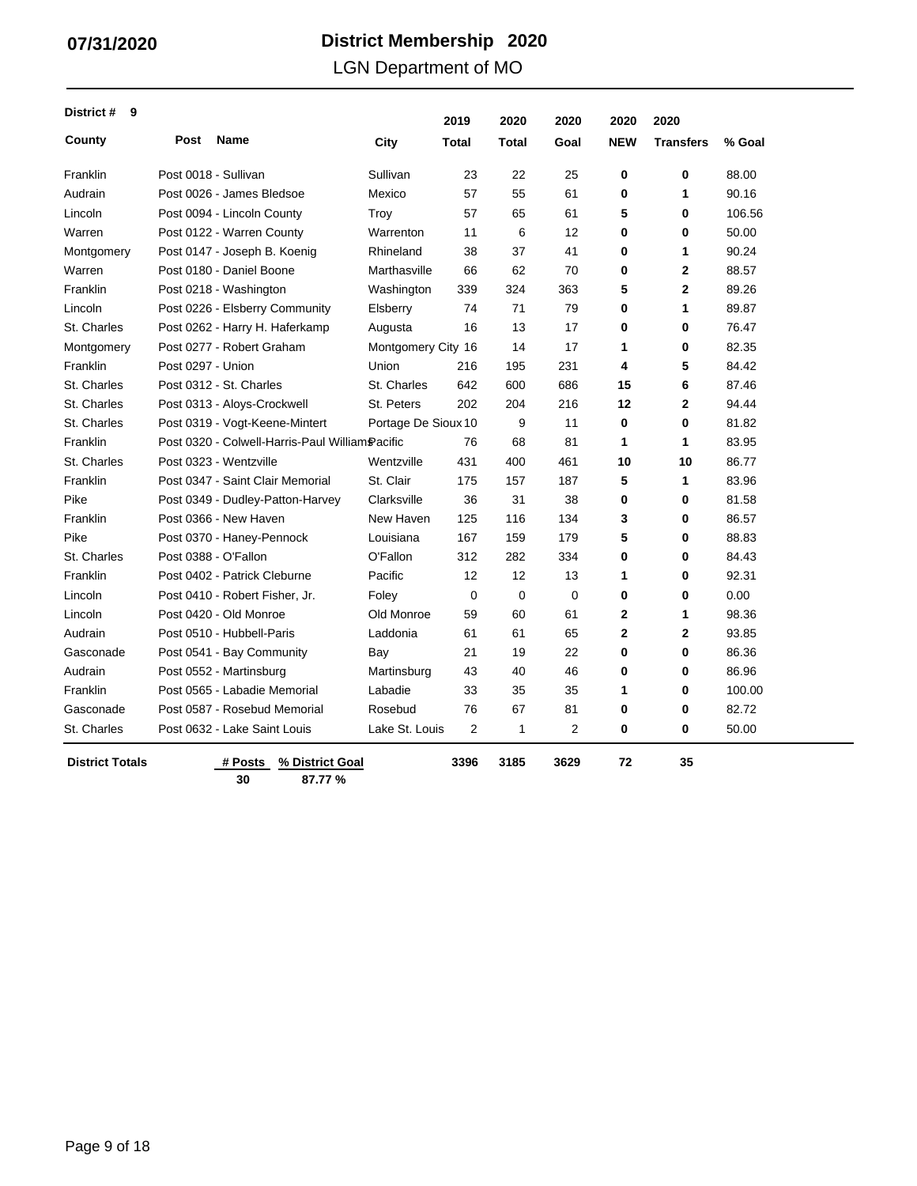07/31/2020

# District Membership 2020

## LGN Department of MO

**District # 9**

| County | Post Name | City | 2019 Total | 2020 Total | 2020 Goal | 2020 NEW | 2020 Transfers | % Goal |
|---|---|---|---|---|---|---|---|---|
| Franklin | Post 0018 - Sullivan | Sullivan | 23 | 22 | 25 | **0** | **0** | 88.00 |
| Audrain | Post 0026 - James Bledsoe | Mexico | 57 | 55 | 61 | **0** | **1** | 90.16 |
| Lincoln | Post 0094 - Lincoln County | Troy | 57 | 65 | 61 | **5** | **0** | 106.56 |
| Warren | Post 0122 - Warren County | Warrenton | 11 | 6 | 12 | **0** | **0** | 50.00 |
| Montgomery | Post 0147 - Joseph B. Koenig | Rhineland | 38 | 37 | 41 | **0** | **1** | 90.24 |
| Warren | Post 0180 - Daniel Boone | Marthasville | 66 | 62 | 70 | **0** | **2** | 88.57 |
| Franklin | Post 0218 - Washington | Washington | 339 | 324 | 363 | **5** | **2** | 89.26 |
| Lincoln | Post 0226 - Elsberry Community | Elsberry | 74 | 71 | 79 | **0** | **1** | 89.87 |
| St. Charles | Post 0262 - Harry H. Haferkamp | Augusta | 16 | 13 | 17 | **0** | **0** | 76.47 |
| Montgomery | Post 0277 - Robert Graham | Montgomery City | 16 | 14 | 17 | **1** | **0** | 82.35 |
| Franklin | Post 0297 - Union | Union | 216 | 195 | 231 | **4** | **5** | 84.42 |
| St. Charles | Post 0312 - St. Charles | St. Charles | 642 | 600 | 686 | **15** | **6** | 87.46 |
| St. Charles | Post 0313 - Aloys-Crockwell | St. Peters | 202 | 204 | 216 | **12** | **2** | 94.44 |
| St. Charles | Post 0319 - Vogt-Keene-Mintert | Portage De Sioux | 10 | 9 | 11 | **0** | **0** | 81.82 |
| Franklin | Post 0320 - Colwell-Harris-Paul Williams | Pacific | 76 | 68 | 81 | **1** | **1** | 83.95 |
| St. Charles | Post 0323 - Wentzville | Wentzville | 431 | 400 | 461 | **10** | **10** | 86.77 |
| Franklin | Post 0347 - Saint Clair Memorial | St. Clair | 175 | 157 | 187 | **5** | **1** | 83.96 |
| Pike | Post 0349 - Dudley-Patton-Harvey | Clarksville | 36 | 31 | 38 | **0** | **0** | 81.58 |
| Franklin | Post 0366 - New Haven | New Haven | 125 | 116 | 134 | **3** | **0** | 86.57 |
| Pike | Post 0370 - Haney-Pennock | Louisiana | 167 | 159 | 179 | **5** | **0** | 88.83 |
| St. Charles | Post 0388 - O'Fallon | O'Fallon | 312 | 282 | 334 | **0** | **0** | 84.43 |
| Franklin | Post 0402 - Patrick Cleburne | Pacific | 12 | 12 | 13 | **1** | **0** | 92.31 |
| Lincoln | Post 0410 - Robert Fisher, Jr. | Foley | 0 | 0 | 0 | **0** | **0** | 0.00 |
| Lincoln | Post 0420 - Old Monroe | Old Monroe | 59 | 60 | 61 | **2** | **1** | 98.36 |
| Audrain | Post 0510 - Hubbell-Paris | Laddonia | 61 | 61 | 65 | **2** | **2** | 93.85 |
| Gasconade | Post 0541 - Bay Community | Bay | 21 | 19 | 22 | **0** | **0** | 86.36 |
| Audrain | Post 0552 - Martinsburg | Martinsburg | 43 | 40 | 46 | **0** | **0** | 86.96 |
| Franklin | Post 0565 - Labadie Memorial | Labadie | 33 | 35 | 35 | **1** | **0** | 100.00 |
| Gasconade | Post 0587 - Rosebud Memorial | Rosebud | 76 | 67 | 81 | **0** | **0** | 82.72 |
| St. Charles | Post 0632 - Lake Saint Louis | Lake St. Louis | 2 | 1 | 2 | **0** | **0** | 50.00 |
| **District Totals** | **# Posts** 30 / **% District Goal** 87.77 % | | **3396** | **3185** | **3629** | **72** | **35** | |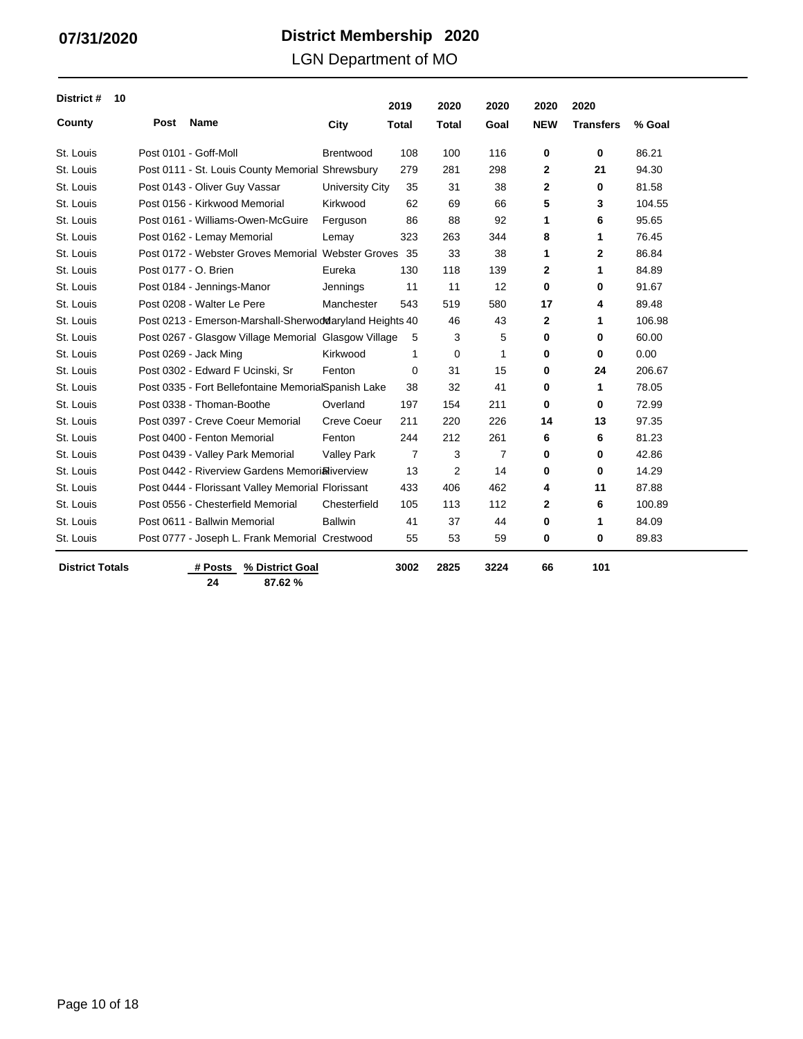**07/31/2020**

# District Membership 2020

## LGN Department of MO

**District # 10**

| County | Post Name | City | 2019 Total | 2020 Total | 2020 Goal | 2020 NEW | 2020 Transfers | % Goal |
|---|---|---|---|---|---|---|---|---|
| St. Louis | Post 0101 - Goff-Moll | Brentwood | 108 | 100 | 116 | **0** | **0** | 86.21 |
| St. Louis | Post 0111 - St. Louis County Memorial | Shrewsbury | 279 | 281 | 298 | **2** | **21** | 94.30 |
| St. Louis | Post 0143 - Oliver Guy Vassar | University City | 35 | 31 | 38 | **2** | **0** | 81.58 |
| St. Louis | Post 0156 - Kirkwood Memorial | Kirkwood | 62 | 69 | 66 | **5** | **3** | 104.55 |
| St. Louis | Post 0161 - Williams-Owen-McGuire | Ferguson | 86 | 88 | 92 | **1** | **6** | 95.65 |
| St. Louis | Post 0162 - Lemay Memorial | Lemay | 323 | 263 | 344 | **8** | **1** | 76.45 |
| St. Louis | Post 0172 - Webster Groves Memorial | Webster Groves | 35 | 33 | 38 | **1** | **2** | 86.84 |
| St. Louis | Post 0177 - O. Brien | Eureka | 130 | 118 | 139 | **2** | **1** | 84.89 |
| St. Louis | Post 0184 - Jennings-Manor | Jennings | 11 | 11 | 12 | **0** | **0** | 91.67 |
| St. Louis | Post 0208 - Walter Le Pere | Manchester | 543 | 519 | 580 | **17** | **4** | 89.48 |
| St. Louis | Post 0213 - Emerson-Marshall-Sherwood | Maryland Heights | 40 | 46 | 43 | **2** | **1** | 106.98 |
| St. Louis | Post 0267 - Glasgow Village Memorial | Glasgow Village | 5 | 3 | 5 | **0** | **0** | 60.00 |
| St. Louis | Post 0269 - Jack Ming | Kirkwood | 1 | 0 | 1 | **0** | **0** | 0.00 |
| St. Louis | Post 0302 - Edward F Ucinski, Sr | Fenton | 0 | 31 | 15 | **0** | **24** | 206.67 |
| St. Louis | Post 0335 - Fort Bellefontaine Memorial | Spanish Lake | 38 | 32 | 41 | **0** | **1** | 78.05 |
| St. Louis | Post 0338 - Thoman-Boothe | Overland | 197 | 154 | 211 | **0** | **0** | 72.99 |
| St. Louis | Post 0397 - Creve Coeur Memorial | Creve Coeur | 211 | 220 | 226 | **14** | **13** | 97.35 |
| St. Louis | Post 0400 - Fenton Memorial | Fenton | 244 | 212 | 261 | **6** | **6** | 81.23 |
| St. Louis | Post 0439 - Valley Park Memorial | Valley Park | 7 | 3 | 7 | **0** | **0** | 42.86 |
| St. Louis | Post 0442 - Riverview Gardens Memorial | Riverview | 13 | 2 | 14 | **0** | **0** | 14.29 |
| St. Louis | Post 0444 - Florissant Valley Memorial | Florissant | 433 | 406 | 462 | **4** | **11** | 87.88 |
| St. Louis | Post 0556 - Chesterfield Memorial | Chesterfield | 105 | 113 | 112 | **2** | **6** | 100.89 |
| St. Louis | Post 0611 - Ballwin Memorial | Ballwin | 41 | 37 | 44 | **0** | **1** | 84.09 |
| St. Louis | Post 0777 - Joseph L. Frank Memorial | Crestwood | 55 | 53 | 59 | **0** | **0** | 89.83 |
| **District Totals** | **# Posts** 24 / **% District Goal** 87.62 % | | **3002** | **2825** | **3224** | **66** | **101** | |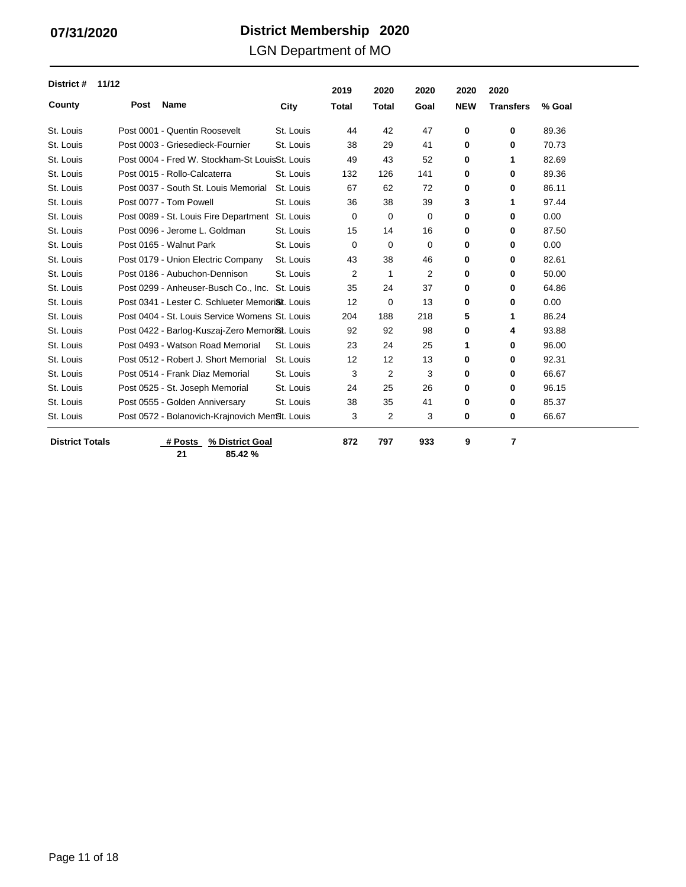**07/31/2020**

# District Membership 2020

## LGN Department of MO

**District # 11/12**

| County | Post Name | City | 2019 Total | 2020 Total | 2020 Goal | 2020 NEW | 2020 Transfers | % Goal |
|---|---|---|---|---|---|---|---|---|
| St. Louis | Post 0001 - Quentin Roosevelt | St. Louis | 44 | 42 | 47 | 0 | 0 | 89.36 |
| St. Louis | Post 0003 - Griesedieck-Fournier | St. Louis | 38 | 29 | 41 | 0 | 0 | 70.73 |
| St. Louis | Post 0004 - Fred W. Stockham-St Louis | St. Louis | 49 | 43 | 52 | 0 | 1 | 82.69 |
| St. Louis | Post 0015 - Rollo-Calcaterra | St. Louis | 132 | 126 | 141 | 0 | 0 | 89.36 |
| St. Louis | Post 0037 - South St. Louis Memorial | St. Louis | 67 | 62 | 72 | 0 | 0 | 86.11 |
| St. Louis | Post 0077 - Tom Powell | St. Louis | 36 | 38 | 39 | 3 | 1 | 97.44 |
| St. Louis | Post 0089 - St. Louis Fire Department | St. Louis | 0 | 0 | 0 | 0 | 0 | 0.00 |
| St. Louis | Post 0096 - Jerome L. Goldman | St. Louis | 15 | 14 | 16 | 0 | 0 | 87.50 |
| St. Louis | Post 0165 - Walnut Park | St. Louis | 0 | 0 | 0 | 0 | 0 | 0.00 |
| St. Louis | Post 0179 - Union Electric Company | St. Louis | 43 | 38 | 46 | 0 | 0 | 82.61 |
| St. Louis | Post 0186 - Aubuchon-Dennison | St. Louis | 2 | 1 | 2 | 0 | 0 | 50.00 |
| St. Louis | Post 0299 - Anheuser-Busch Co., Inc. | St. Louis | 35 | 24 | 37 | 0 | 0 | 64.86 |
| St. Louis | Post 0341 - Lester C. Schlueter Memorial | St. Louis | 12 | 0 | 13 | 0 | 0 | 0.00 |
| St. Louis | Post 0404 - St. Louis Service Womens | St. Louis | 204 | 188 | 218 | 5 | 1 | 86.24 |
| St. Louis | Post 0422 - Barlog-Kuszaj-Zero Memorial | St. Louis | 92 | 92 | 98 | 0 | 4 | 93.88 |
| St. Louis | Post 0493 - Watson Road Memorial | St. Louis | 23 | 24 | 25 | 1 | 0 | 96.00 |
| St. Louis | Post 0512 - Robert J. Short Memorial | St. Louis | 12 | 12 | 13 | 0 | 0 | 92.31 |
| St. Louis | Post 0514 - Frank Diaz Memorial | St. Louis | 3 | 2 | 3 | 0 | 0 | 66.67 |
| St. Louis | Post 0525 - St. Joseph Memorial | St. Louis | 24 | 25 | 26 | 0 | 0 | 96.15 |
| St. Louis | Post 0555 - Golden Anniversary | St. Louis | 38 | 35 | 41 | 0 | 0 | 85.37 |
| St. Louis | Post 0572 - Bolanovich-Krajnovich Mem | St. Louis | 3 | 2 | 3 | 0 | 0 | 66.67 |
| **District Totals** | **# Posts: 21** | **% District Goal: 85.42 %** | **872** | **797** | **933** | **9** | **7** | |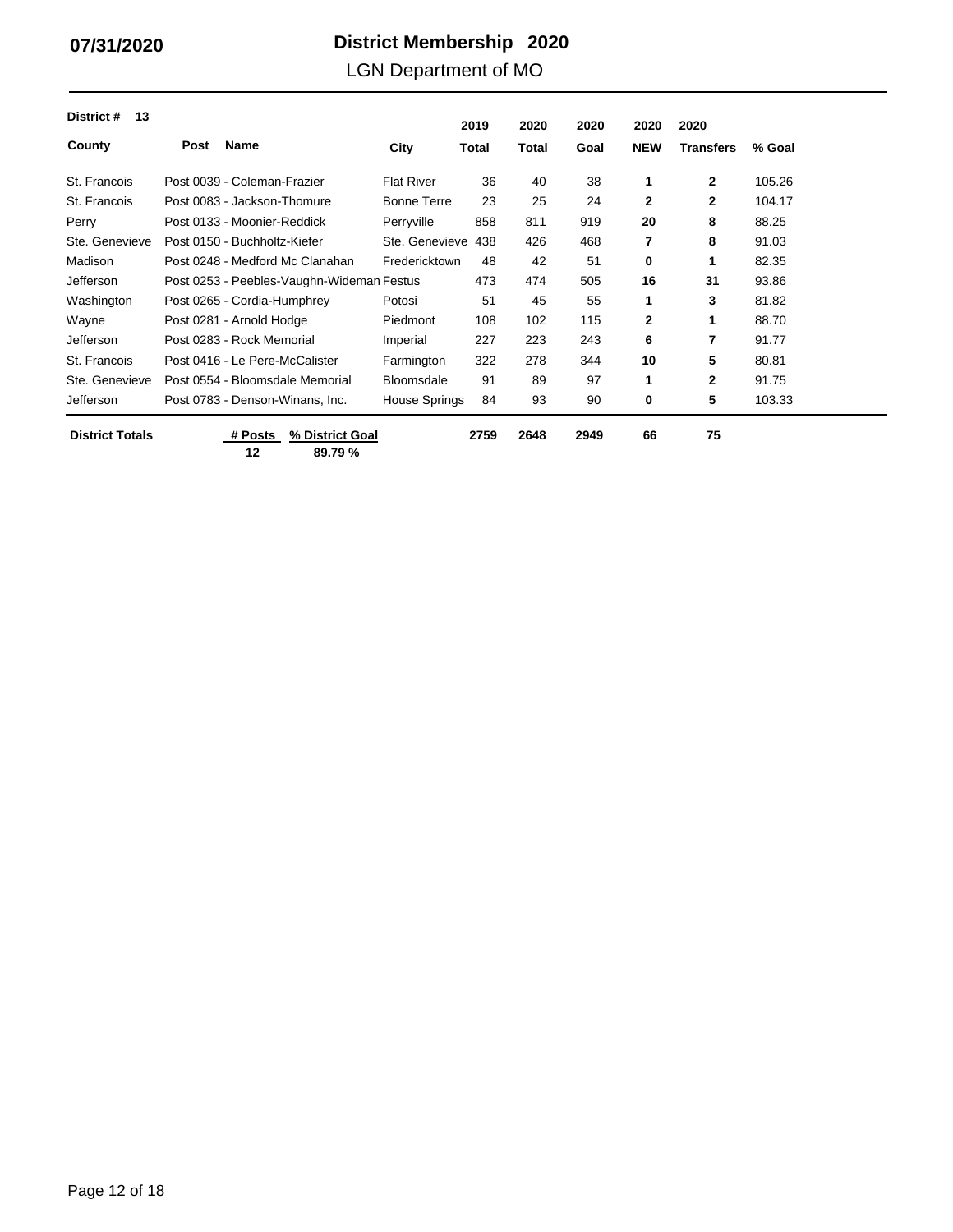07/31/2020

# District Membership 2020

## LGN Department of MO

**District # 13**

| County | Post Name | City | 2019 Total | 2020 Total | 2020 Goal | 2020 NEW | 2020 Transfers | % Goal |
|---|---|---|---|---|---|---|---|---|
| St. Francois | Post 0039 - Coleman-Frazier | Flat River | 36 | 40 | 38 | **1** | **2** | 105.26 |
| St. Francois | Post 0083 - Jackson-Thomure | Bonne Terre | 23 | 25 | 24 | **2** | **2** | 104.17 |
| Perry | Post 0133 - Moonier-Reddick | Perryville | 858 | 811 | 919 | **20** | **8** | 88.25 |
| Ste. Genevieve | Post 0150 - Buchholtz-Kiefer | Ste. Genevieve | 438 | 426 | 468 | **7** | **8** | 91.03 |
| Madison | Post 0248 - Medford Mc Clanahan | Fredericktown | 48 | 42 | 51 | **0** | **1** | 82.35 |
| Jefferson | Post 0253 - Peebles-Vaughn-Wideman | Festus | 473 | 474 | 505 | **16** | **31** | 93.86 |
| Washington | Post 0265 - Cordia-Humphrey | Potosi | 51 | 45 | 55 | **1** | **3** | 81.82 |
| Wayne | Post 0281 - Arnold Hodge | Piedmont | 108 | 102 | 115 | **2** | **1** | 88.70 |
| Jefferson | Post 0283 - Rock Memorial | Imperial | 227 | 223 | 243 | **6** | **7** | 91.77 |
| St. Francois | Post 0416 - Le Pere-McCalister | Farmington | 322 | 278 | 344 | **10** | **5** | 80.81 |
| Ste. Genevieve | Post 0554 - Bloomsdale Memorial | Bloomsdale | 91 | 89 | 97 | **1** | **2** | 91.75 |
| Jefferson | Post 0783 - Denson-Winans, Inc. | House Springs | 84 | 93 | 90 | **0** | **5** | 103.33 |
| **District Totals** | **# Posts: 12** | **% District Goal: 89.79 %** | **2759** | **2648** | **2949** | **66** | **75** | |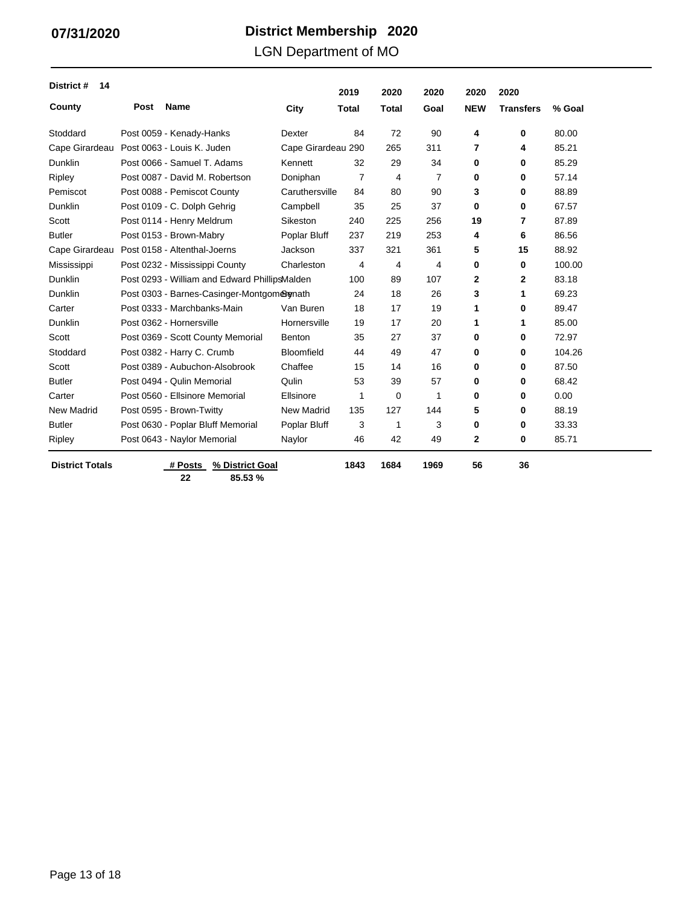07/31/2020

# District Membership 2020

## LGN Department of MO

| District # 14 | | | 2019 | 2020 | 2020 | 2020 | 2020 | |
|---|---|---|---|---|---|---|---|---|
| **County** | **Post Name** | **City** | **Total** | **Total** | **Goal** | **NEW** | **Transfers** | **% Goal** |
| Stoddard | Post 0059 - Kenady-Hanks | Dexter | 84 | 72 | 90 | **4** | **0** | 80.00 |
| Cape Girardeau | Post 0063 - Louis K. Juden | Cape Girardeau | 290 | 265 | 311 | **7** | **4** | 85.21 |
| Dunklin | Post 0066 - Samuel T. Adams | Kennett | 32 | 29 | 34 | **0** | **0** | 85.29 |
| Ripley | Post 0087 - David M. Robertson | Doniphan | 7 | 4 | 7 | **0** | **0** | 57.14 |
| Pemiscot | Post 0088 - Pemiscot County | Caruthersville | 84 | 80 | 90 | **3** | **0** | 88.89 |
| Dunklin | Post 0109 - C. Dolph Gehrig | Campbell | 35 | 25 | 37 | **0** | **0** | 67.57 |
| Scott | Post 0114 - Henry Meldrum | Sikeston | 240 | 225 | 256 | **19** | **7** | 87.89 |
| Butler | Post 0153 - Brown-Mabry | Poplar Bluff | 237 | 219 | 253 | **4** | **6** | 86.56 |
| Cape Girardeau | Post 0158 - Altenthal-Joerns | Jackson | 337 | 321 | 361 | **5** | **15** | 88.92 |
| Mississippi | Post 0232 - Mississippi County | Charleston | 4 | 4 | 4 | **0** | **0** | 100.00 |
| Dunklin | Post 0293 - William and Edward Phillips | Malden | 100 | 89 | 107 | **2** | **2** | 83.18 |
| Dunklin | Post 0303 - Barnes-Casinger-Montgomery | Senath | 24 | 18 | 26 | **3** | **1** | 69.23 |
| Carter | Post 0333 - Marchbanks-Main | Van Buren | 18 | 17 | 19 | **1** | **0** | 89.47 |
| Dunklin | Post 0362 - Hornersville | Hornersville | 19 | 17 | 20 | **1** | **1** | 85.00 |
| Scott | Post 0369 - Scott County Memorial | Benton | 35 | 27 | 37 | **0** | **0** | 72.97 |
| Stoddard | Post 0382 - Harry C. Crumb | Bloomfield | 44 | 49 | 47 | **0** | **0** | 104.26 |
| Scott | Post 0389 - Aubuchon-Alsobrook | Chaffee | 15 | 14 | 16 | **0** | **0** | 87.50 |
| Butler | Post 0494 - Qulin Memorial | Qulin | 53 | 39 | 57 | **0** | **0** | 68.42 |
| Carter | Post 0560 - Ellsinore Memorial | Ellsinore | 1 | 0 | 1 | **0** | **0** | 0.00 |
| New Madrid | Post 0595 - Brown-Twitty | New Madrid | 135 | 127 | 144 | **5** | **0** | 88.19 |
| Butler | Post 0630 - Poplar Bluff Memorial | Poplar Bluff | 3 | 1 | 3 | **0** | **0** | 33.33 |
| Ripley | Post 0643 - Naylor Memorial | Naylor | 46 | 42 | 49 | **2** | **0** | 85.71 |
| **District Totals** | **# Posts** 22 | **% District Goal** 85.53 % | **1843** | **1684** | **1969** | **56** | **36** | |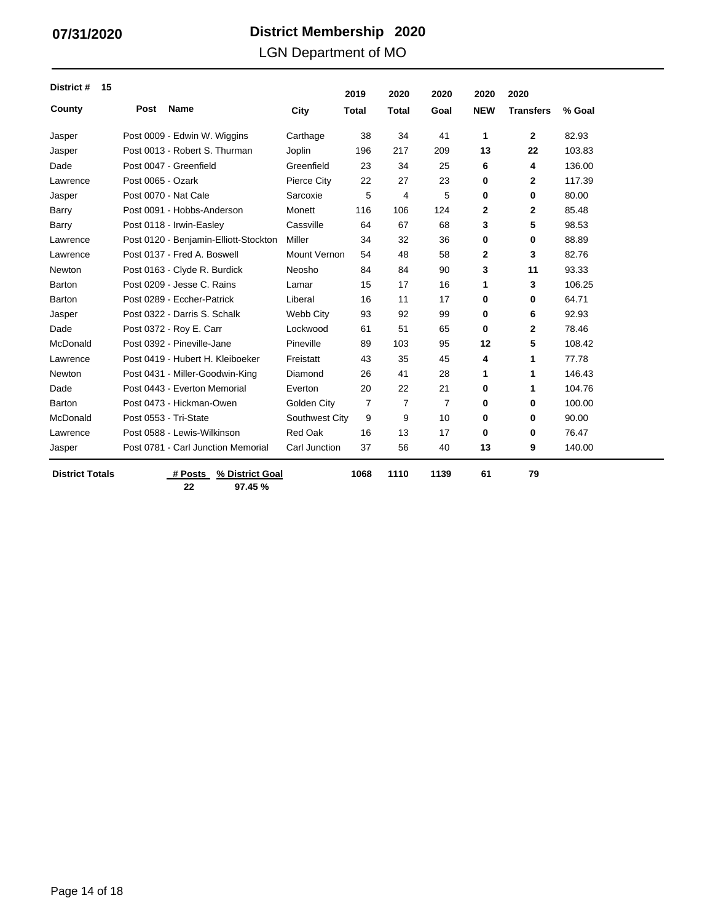07/31/2020

# District Membership 2020

## LGN Department of MO

**District # 15**

| County | Post Name | City | 2019 Total | 2020 Total | 2020 Goal | 2020 NEW | 2020 Transfers | % Goal |
|---|---|---|---|---|---|---|---|---|
| Jasper | Post 0009 - Edwin W. Wiggins | Carthage | 38 | 34 | 41 | **1** | **2** | 82.93 |
| Jasper | Post 0013 - Robert S. Thurman | Joplin | 196 | 217 | 209 | **13** | **22** | 103.83 |
| Dade | Post 0047 - Greenfield | Greenfield | 23 | 34 | 25 | **6** | **4** | 136.00 |
| Lawrence | Post 0065 - Ozark | Pierce City | 22 | 27 | 23 | **0** | **2** | 117.39 |
| Jasper | Post 0070 - Nat Cale | Sarcoxie | 5 | 4 | 5 | **0** | **0** | 80.00 |
| Barry | Post 0091 - Hobbs-Anderson | Monett | 116 | 106 | 124 | **2** | **2** | 85.48 |
| Barry | Post 0118 - Irwin-Easley | Cassville | 64 | 67 | 68 | **3** | **5** | 98.53 |
| Lawrence | Post 0120 - Benjamin-Elliott-Stockton | Miller | 34 | 32 | 36 | **0** | **0** | 88.89 |
| Lawrence | Post 0137 - Fred A. Boswell | Mount Vernon | 54 | 48 | 58 | **2** | **3** | 82.76 |
| Newton | Post 0163 - Clyde R. Burdick | Neosho | 84 | 84 | 90 | **3** | **11** | 93.33 |
| Barton | Post 0209 - Jesse C. Rains | Lamar | 15 | 17 | 16 | **1** | **3** | 106.25 |
| Barton | Post 0289 - Eccher-Patrick | Liberal | 16 | 11 | 17 | **0** | **0** | 64.71 |
| Jasper | Post 0322 - Darris S. Schalk | Webb City | 93 | 92 | 99 | **0** | **6** | 92.93 |
| Dade | Post 0372 - Roy E. Carr | Lockwood | 61 | 51 | 65 | **0** | **2** | 78.46 |
| McDonald | Post 0392 - Pineville-Jane | Pineville | 89 | 103 | 95 | **12** | **5** | 108.42 |
| Lawrence | Post 0419 - Hubert H. Kleiboeker | Freistatt | 43 | 35 | 45 | **4** | **1** | 77.78 |
| Newton | Post 0431 - Miller-Goodwin-King | Diamond | 26 | 41 | 28 | **1** | **1** | 146.43 |
| Dade | Post 0443 - Everton Memorial | Everton | 20 | 22 | 21 | **0** | **1** | 104.76 |
| Barton | Post 0473 - Hickman-Owen | Golden City | 7 | 7 | 7 | **0** | **0** | 100.00 |
| McDonald | Post 0553 - Tri-State | Southwest City | 9 | 9 | 10 | **0** | **0** | 90.00 |
| Lawrence | Post 0588 - Lewis-Wilkinson | Red Oak | 16 | 13 | 17 | **0** | **0** | 76.47 |
| Jasper | Post 0781 - Carl Junction Memorial | Carl Junction | 37 | 56 | 40 | **13** | **9** | 140.00 |
| **District Totals** | **# Posts: 22** — **% District Goal: 97.45 %** | | **1068** | **1110** | **1139** | **61** | **79** | |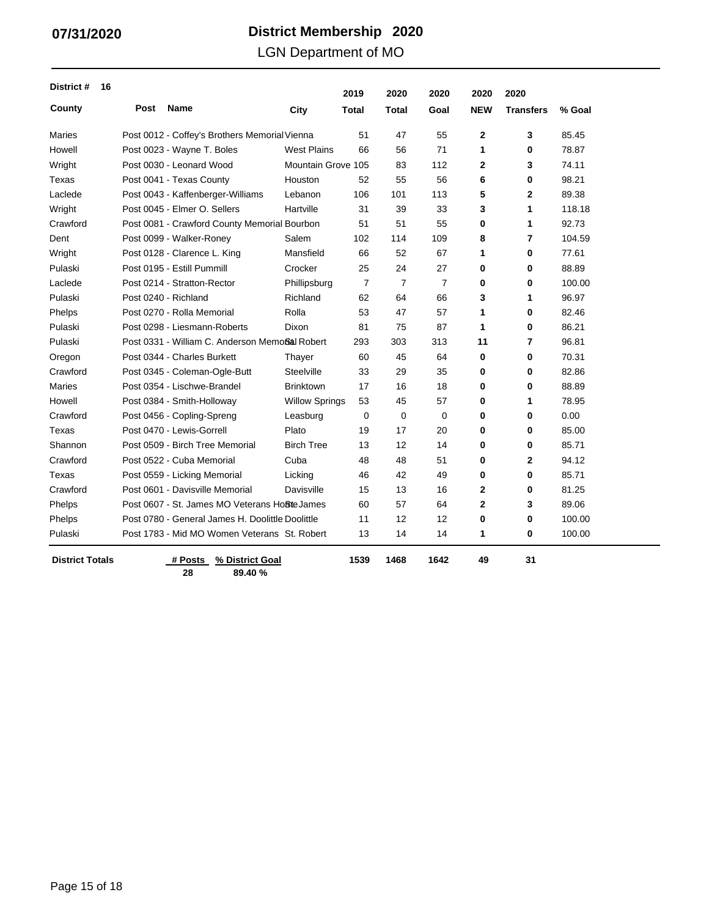**07/31/2020**

# District Membership 2020

## LGN Department of MO

**District # 16**

| County | Post Name | City | 2019 Total | 2020 Total | 2020 Goal | 2020 NEW | 2020 Transfers | % Goal |
|---|---|---|---|---|---|---|---|---|
| Maries | Post 0012 - Coffey's Brothers Memorial | Vienna | 51 | 47 | 55 | **2** | **3** | 85.45 |
| Howell | Post 0023 - Wayne T. Boles | West Plains | 66 | 56 | 71 | **1** | **0** | 78.87 |
| Wright | Post 0030 - Leonard Wood | Mountain Grove | 105 | 83 | 112 | **2** | **3** | 74.11 |
| Texas | Post 0041 - Texas County | Houston | 52 | 55 | 56 | **6** | **0** | 98.21 |
| Laclede | Post 0043 - Kaffenberger-Williams | Lebanon | 106 | 101 | 113 | **5** | **2** | 89.38 |
| Wright | Post 0045 - Elmer O. Sellers | Hartville | 31 | 39 | 33 | **3** | **1** | 118.18 |
| Crawford | Post 0081 - Crawford County Memorial | Bourbon | 51 | 51 | 55 | **0** | **1** | 92.73 |
| Dent | Post 0099 - Walker-Roney | Salem | 102 | 114 | 109 | **8** | **7** | 104.59 |
| Wright | Post 0128 - Clarence L. King | Mansfield | 66 | 52 | 67 | **1** | **0** | 77.61 |
| Pulaski | Post 0195 - Estill Pummill | Crocker | 25 | 24 | 27 | **0** | **0** | 88.89 |
| Laclede | Post 0214 - Stratton-Rector | Phillipsburg | 7 | 7 | 7 | **0** | **0** | 100.00 |
| Pulaski | Post 0240 - Richland | Richland | 62 | 64 | 66 | **3** | **1** | 96.97 |
| Phelps | Post 0270 - Rolla Memorial | Rolla | 53 | 47 | 57 | **1** | **0** | 82.46 |
| Pulaski | Post 0298 - Liesmann-Roberts | Dixon | 81 | 75 | 87 | **1** | **0** | 86.21 |
| Pulaski | Post 0331 - William C. Anderson Memorial | St. Robert | 293 | 303 | 313 | **11** | **7** | 96.81 |
| Oregon | Post 0344 - Charles Burkett | Thayer | 60 | 45 | 64 | **0** | **0** | 70.31 |
| Crawford | Post 0345 - Coleman-Ogle-Butt | Steelville | 33 | 29 | 35 | **0** | **0** | 82.86 |
| Maries | Post 0354 - Lischwe-Brandel | Brinktown | 17 | 16 | 18 | **0** | **0** | 88.89 |
| Howell | Post 0384 - Smith-Holloway | Willow Springs | 53 | 45 | 57 | **0** | **1** | 78.95 |
| Crawford | Post 0456 - Copling-Spreng | Leasburg | 0 | 0 | 0 | **0** | **0** | 0.00 |
| Texas | Post 0470 - Lewis-Gorrell | Plato | 19 | 17 | 20 | **0** | **0** | 85.00 |
| Shannon | Post 0509 - Birch Tree Memorial | Birch Tree | 13 | 12 | 14 | **0** | **0** | 85.71 |
| Crawford | Post 0522 - Cuba Memorial | Cuba | 48 | 48 | 51 | **0** | **2** | 94.12 |
| Texas | Post 0559 - Licking Memorial | Licking | 46 | 42 | 49 | **0** | **0** | 85.71 |
| Crawford | Post 0601 - Davisville Memorial | Davisville | 15 | 13 | 16 | **2** | **0** | 81.25 |
| Phelps | Post 0607 - St. James MO Veterans Home | St. James | 60 | 57 | 64 | **2** | **3** | 89.06 |
| Phelps | Post 0780 - General James H. Doolittle | Doolittle | 11 | 12 | 12 | **0** | **0** | 100.00 |
| Pulaski | Post 1783 - Mid MO Women Veterans | St. Robert | 13 | 14 | 14 | **1** | **0** | 100.00 |
| **District Totals** | **# Posts** 28 / **% District Goal** 89.40 % | | **1539** | **1468** | **1642** | **49** | **31** | |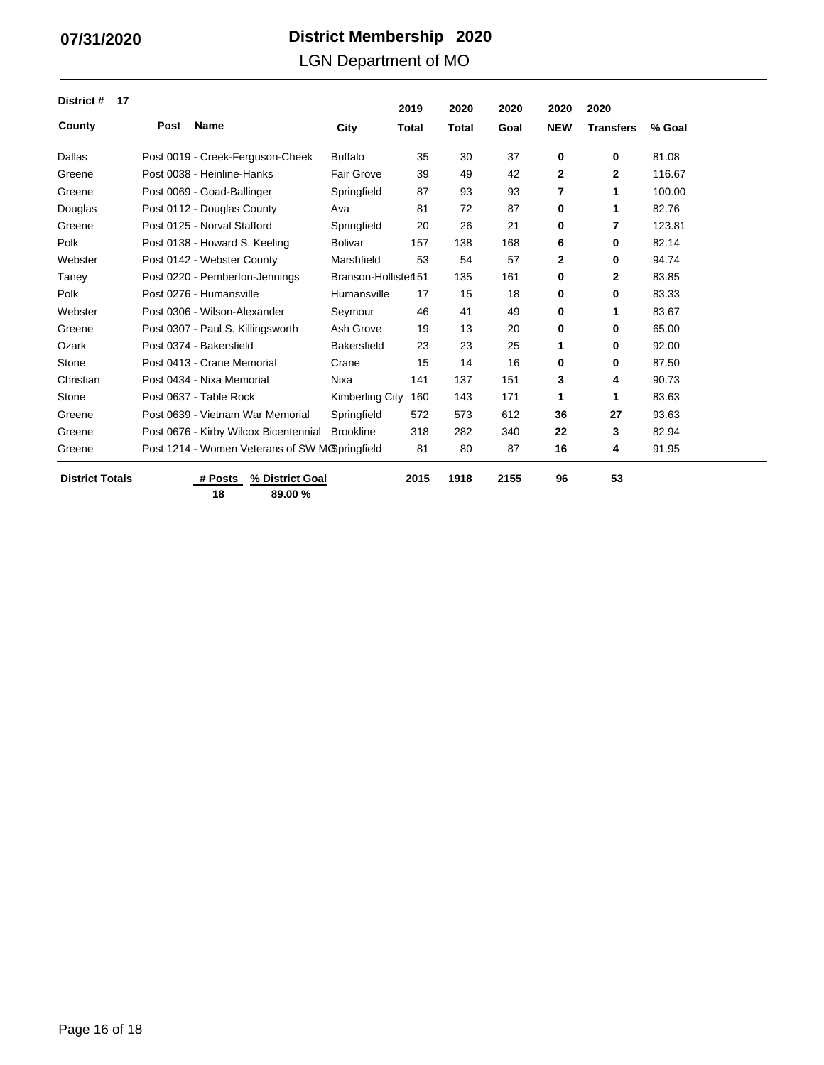**07/31/2020**

# District Membership 2020

## LGN Department of MO

**District # 17**

| County | Post Name | City | 2019 Total | 2020 Total | 2020 Goal | 2020 NEW | 2020 Transfers | % Goal |
|---|---|---|---|---|---|---|---|---|
| Dallas | Post 0019 - Creek-Ferguson-Cheek | Buffalo | 35 | 30 | 37 | **0** | **0** | 81.08 |
| Greene | Post 0038 - Heinline-Hanks | Fair Grove | 39 | 49 | 42 | **2** | **2** | 116.67 |
| Greene | Post 0069 - Goad-Ballinger | Springfield | 87 | 93 | 93 | **7** | **1** | 100.00 |
| Douglas | Post 0112 - Douglas County | Ava | 81 | 72 | 87 | **0** | **1** | 82.76 |
| Greene | Post 0125 - Norval Stafford | Springfield | 20 | 26 | 21 | **0** | **7** | 123.81 |
| Polk | Post 0138 - Howard S. Keeling | Bolivar | 157 | 138 | 168 | **6** | **0** | 82.14 |
| Webster | Post 0142 - Webster County | Marshfield | 53 | 54 | 57 | **2** | **0** | 94.74 |
| Taney | Post 0220 - Pemberton-Jennings | Branson-Hollister | 151 | 135 | 161 | **0** | **2** | 83.85 |
| Polk | Post 0276 - Humansville | Humansville | 17 | 15 | 18 | **0** | **0** | 83.33 |
| Webster | Post 0306 - Wilson-Alexander | Seymour | 46 | 41 | 49 | **0** | **1** | 83.67 |
| Greene | Post 0307 - Paul S. Killingsworth | Ash Grove | 19 | 13 | 20 | **0** | **0** | 65.00 |
| Ozark | Post 0374 - Bakersfield | Bakersfield | 23 | 23 | 25 | **1** | **0** | 92.00 |
| Stone | Post 0413 - Crane Memorial | Crane | 15 | 14 | 16 | **0** | **0** | 87.50 |
| Christian | Post 0434 - Nixa Memorial | Nixa | 141 | 137 | 151 | **3** | **4** | 90.73 |
| Stone | Post 0637 - Table Rock | Kimberling City | 160 | 143 | 171 | **1** | **1** | 83.63 |
| Greene | Post 0639 - Vietnam War Memorial | Springfield | 572 | 573 | 612 | **36** | **27** | 93.63 |
| Greene | Post 0676 - Kirby Wilcox Bicentennial | Brookline | 318 | 282 | 340 | **22** | **3** | 82.94 |
| Greene | Post 1214 - Women Veterans of SW MO | Springfield | 81 | 80 | 87 | **16** | **4** | 91.95 |
| **District Totals** | **# Posts** 18 / **% District Goal** 89.00 % | | **2015** | **1918** | **2155** | **96** | **53** | |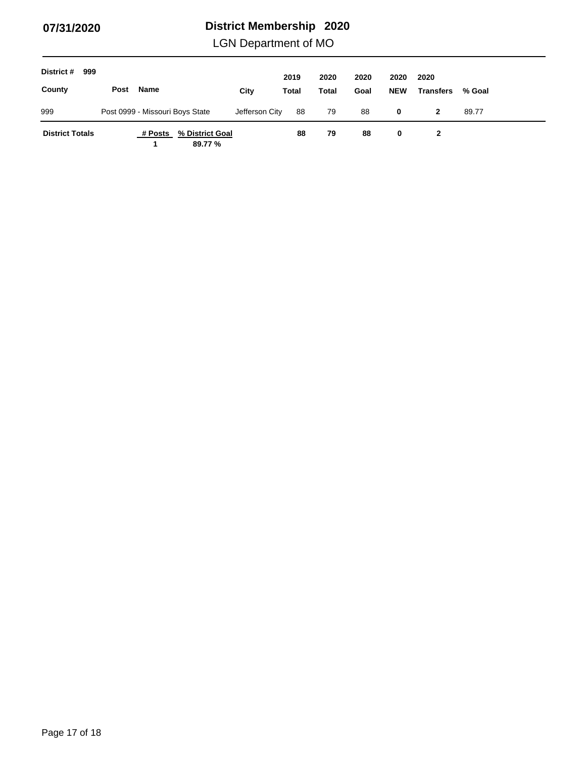**07/31/2020**

# District Membership 2020

## LGN Department of MO

**District # 999**

| County | Post Name | City | 2019 Total | 2020 Total | 2020 Goal | 2020 NEW | 2020 Transfers | % Goal |
|---|---|---|---|---|---|---|---|---|
| 999 | Post 0999 - Missouri Boys State | Jefferson City | 88 | 79 | 88 | 0 | 2 | 89.77 |
| **District Totals** | **# Posts** 1 / **% District Goal** 89.77 % | | **88** | **79** | **88** | **0** | **2** | |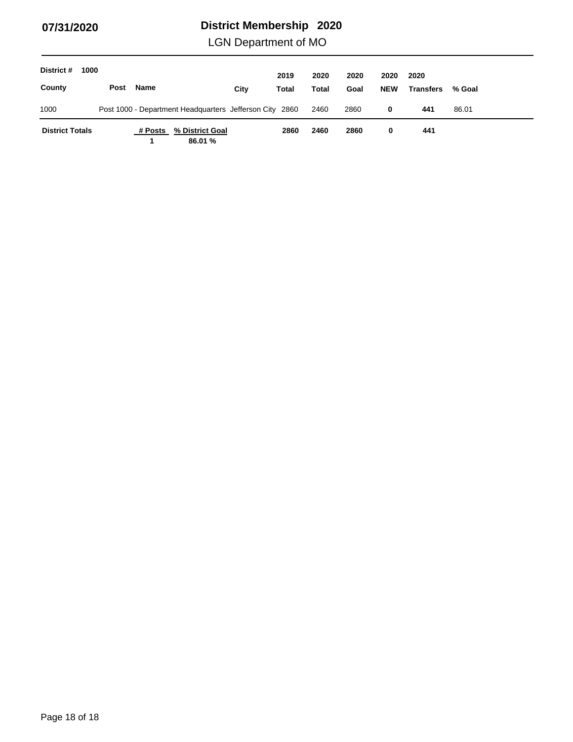07/31/2020

# District Membership 2020

LGN Department of MO

| District # 1000 County | Post | Name | City | 2019 Total | 2020 Total | 2020 Goal | 2020 NEW | 2020 Transfers | % Goal |
|---|---|---|---|---|---|---|---|---|---|
| 1000 | Post 1000 - Department Headquarters | | Jefferson City | 2860 | 2460 | 2860 | **0** | **441** | 86.01 |
| **District Totals** | **# Posts** 1 | **% District Goal** 86.01 % | | **2860** | **2460** | **2860** | **0** | **441** | |